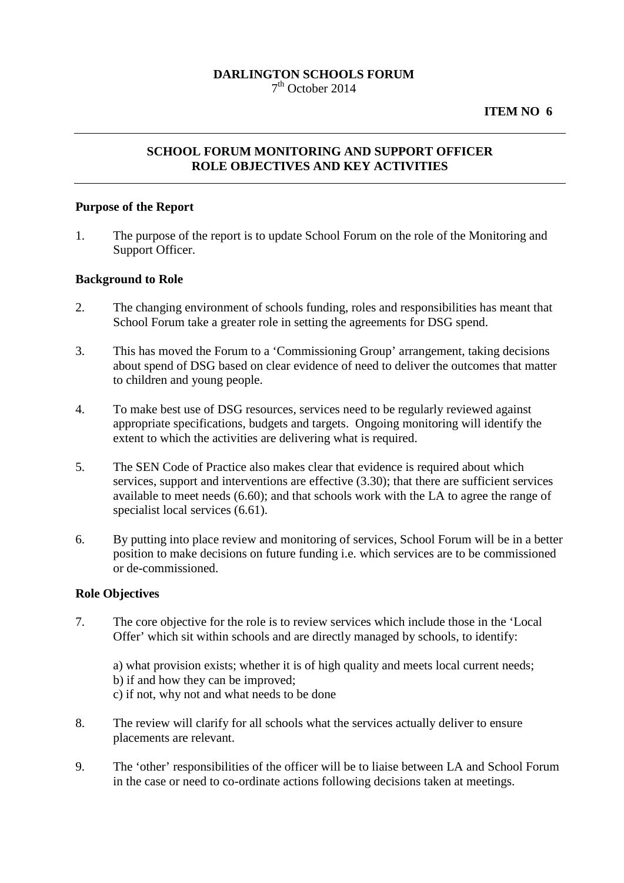**DARLINGTON SCHOOLS FORUM**
7th October 2014

**ITEM NO 6**

---

## SCHOOL FORUM MONITORING AND SUPPORT OFFICER ROLE OBJECTIVES AND KEY ACTIVITIES

---

### Purpose of the Report

1. The purpose of the report is to update School Forum on the role of the Monitoring and Support Officer.

### Background to Role

2. The changing environment of schools funding, roles and responsibilities has meant that School Forum take a greater role in setting the agreements for DSG spend.

3. This has moved the Forum to a 'Commissioning Group' arrangement, taking decisions about spend of DSG based on clear evidence of need to deliver the outcomes that matter to children and young people.

4. To make best use of DSG resources, services need to be regularly reviewed against appropriate specifications, budgets and targets. Ongoing monitoring will identify the extent to which the activities are delivering what is required.

5. The SEN Code of Practice also makes clear that evidence is required about which services, support and interventions are effective (3.30); that there are sufficient services available to meet needs (6.60); and that schools work with the LA to agree the range of specialist local services (6.61).

6. By putting into place review and monitoring of services, School Forum will be in a better position to make decisions on future funding i.e. which services are to be commissioned or de-commissioned.

### Role Objectives

7. The core objective for the role is to review services which include those in the 'Local Offer' which sit within schools and are directly managed by schools, to identify:

   a) what provision exists; whether it is of high quality and meets local current needs;
   b) if and how they can be improved;
   c) if not, why not and what needs to be done

8. The review will clarify for all schools what the services actually deliver to ensure placements are relevant.

9. The 'other' responsibilities of the officer will be to liaise between LA and School Forum in the case or need to co-ordinate actions following decisions taken at meetings.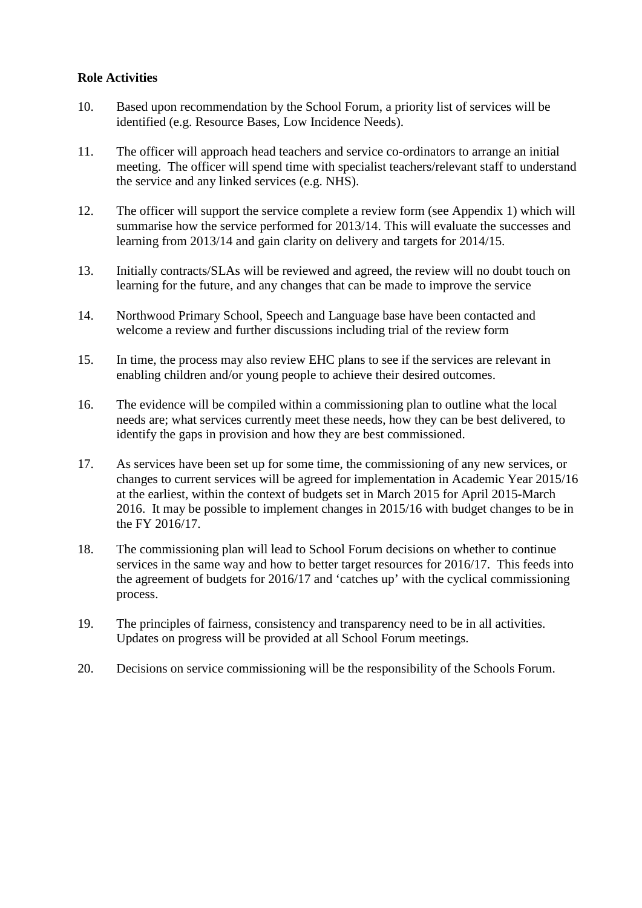**Role Activities**

10. Based upon recommendation by the School Forum, a priority list of services will be identified (e.g. Resource Bases, Low Incidence Needs).

11. The officer will approach head teachers and service co-ordinators to arrange an initial meeting. The officer will spend time with specialist teachers/relevant staff to understand the service and any linked services (e.g. NHS).

12. The officer will support the service complete a review form (see Appendix 1) which will summarise how the service performed for 2013/14. This will evaluate the successes and learning from 2013/14 and gain clarity on delivery and targets for 2014/15.

13. Initially contracts/SLAs will be reviewed and agreed, the review will no doubt touch on learning for the future, and any changes that can be made to improve the service

14. Northwood Primary School, Speech and Language base have been contacted and welcome a review and further discussions including trial of the review form

15. In time, the process may also review EHC plans to see if the services are relevant in enabling children and/or young people to achieve their desired outcomes.

16. The evidence will be compiled within a commissioning plan to outline what the local needs are; what services currently meet these needs, how they can be best delivered, to identify the gaps in provision and how they are best commissioned.

17. As services have been set up for some time, the commissioning of any new services, or changes to current services will be agreed for implementation in Academic Year 2015/16 at the earliest, within the context of budgets set in March 2015 for April 2015-March 2016. It may be possible to implement changes in 2015/16 with budget changes to be in the FY 2016/17.

18. The commissioning plan will lead to School Forum decisions on whether to continue services in the same way and how to better target resources for 2016/17. This feeds into the agreement of budgets for 2016/17 and 'catches up' with the cyclical commissioning process.

19. The principles of fairness, consistency and transparency need to be in all activities. Updates on progress will be provided at all School Forum meetings.

20. Decisions on service commissioning will be the responsibility of the Schools Forum.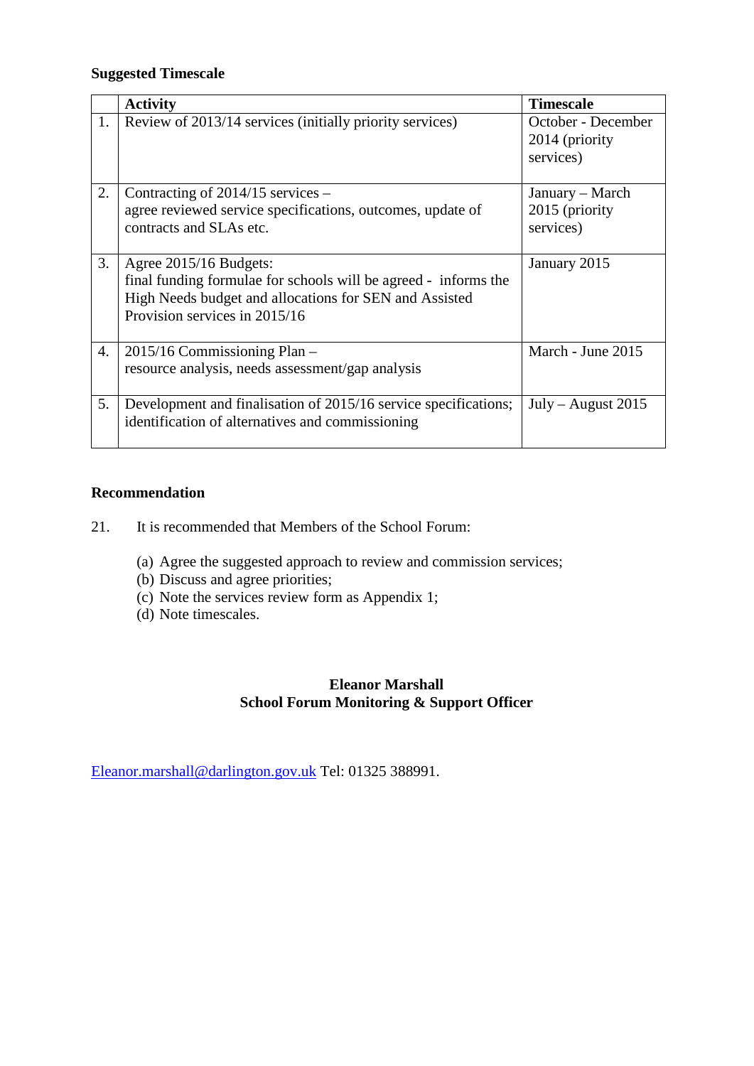**Suggested Timescale**

| | Activity | Timescale |
|---|---|---|
| 1. | Review of 2013/14 services (initially priority services) | October - December 2014 (priority services) |
| 2. | Contracting of 2014/15 services – agree reviewed service specifications, outcomes, update of contracts and SLAs etc. | January – March 2015 (priority services) |
| 3. | Agree 2015/16 Budgets: final funding formulae for schools will be agreed - informs the High Needs budget and allocations for SEN and Assisted Provision services in 2015/16 | January 2015 |
| 4. | 2015/16 Commissioning Plan – resource analysis, needs assessment/gap analysis | March - June 2015 |
| 5. | Development and finalisation of 2015/16 service specifications; identification of alternatives and commissioning | July – August 2015 |

**Recommendation**

21. It is recommended that Members of the School Forum:

(a) Agree the suggested approach to review and commission services;
(b) Discuss and agree priorities;
(c) Note the services review form as Appendix 1;
(d) Note timescales.

**Eleanor Marshall**
**School Forum Monitoring & Support Officer**

Eleanor.marshall@darlington.gov.uk Tel: 01325 388991.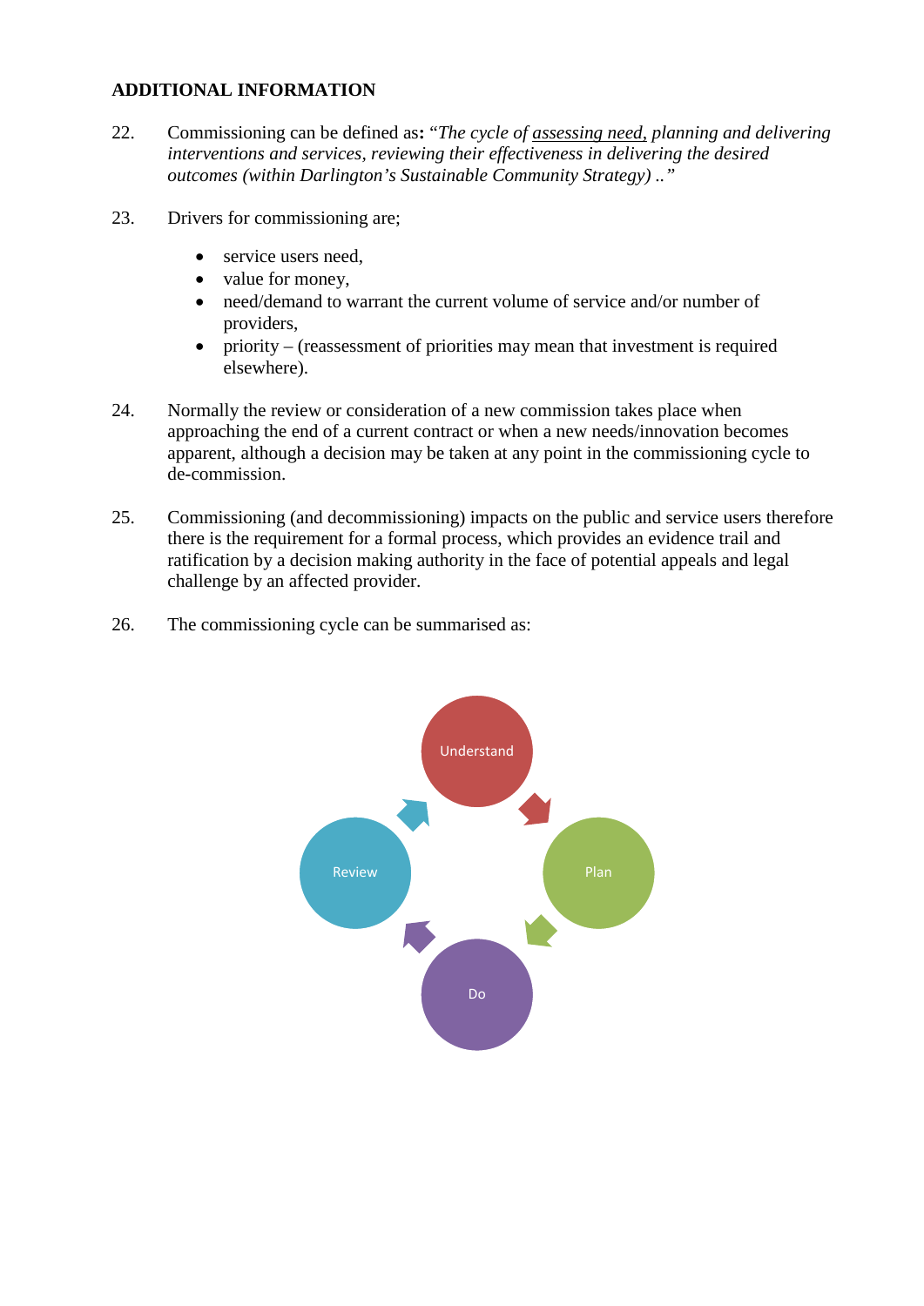## ADDITIONAL INFORMATION

22. Commissioning can be defined as**:** "*The cycle of* *<u>assessing need,</u>* *planning and delivering interventions and services, reviewing their effectiveness in delivering the desired outcomes (within Darlington's Sustainable Community Strategy) ..*"

23. Drivers for commissioning are;

    - service users need,
    - value for money,
    - need/demand to warrant the current volume of service and/or number of providers,
    - priority – (reassessment of priorities may mean that investment is required elsewhere).

24. Normally the review or consideration of a new commission takes place when approaching the end of a current contract or when a new needs/innovation becomes apparent, although a decision may be taken at any point in the commissioning cycle to de-commission.

25. Commissioning (and decommissioning) impacts on the public and service users therefore there is the requirement for a formal process, which provides an evidence trail and ratification by a decision making authority in the face of potential appeals and legal challenge by an affected provider.

26. The commissioning cycle can be summarised as:

Understand

Plan

Do

Review